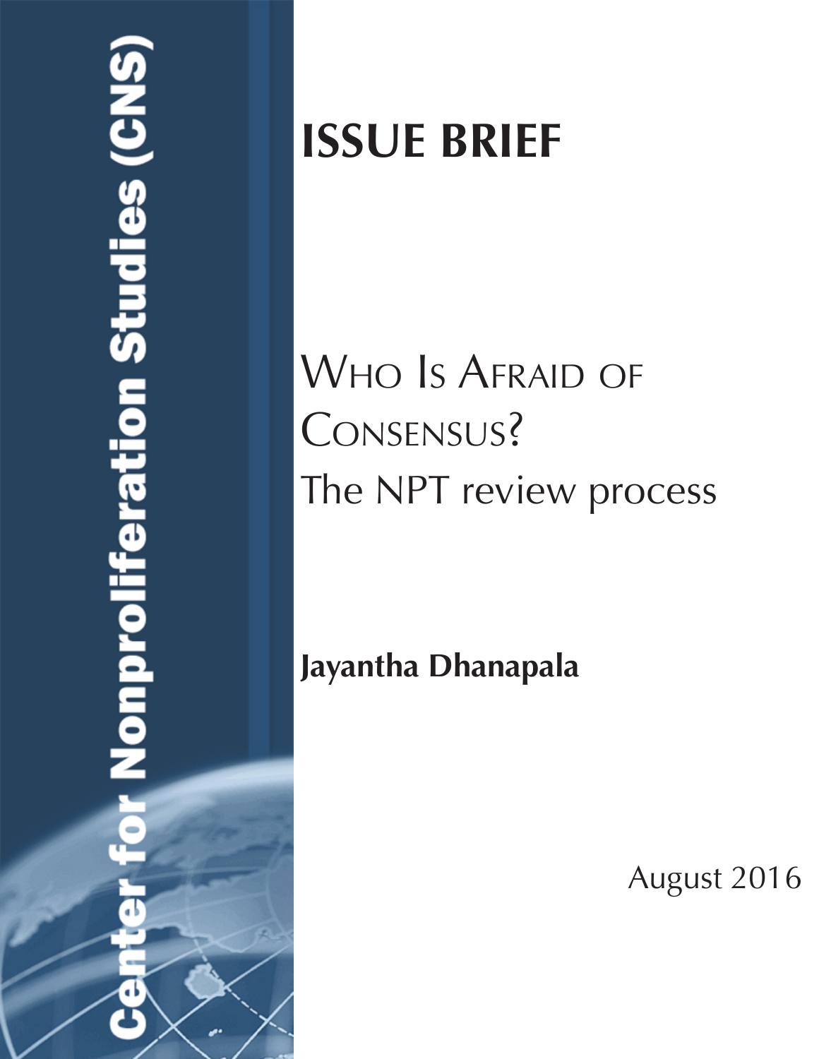Center for Nonproliferation Studies (CNS)

# ISSUE BRIEF

## Who Is Afraid of Consensus? The NPT review process

**Jayantha Dhanapala**

August 2016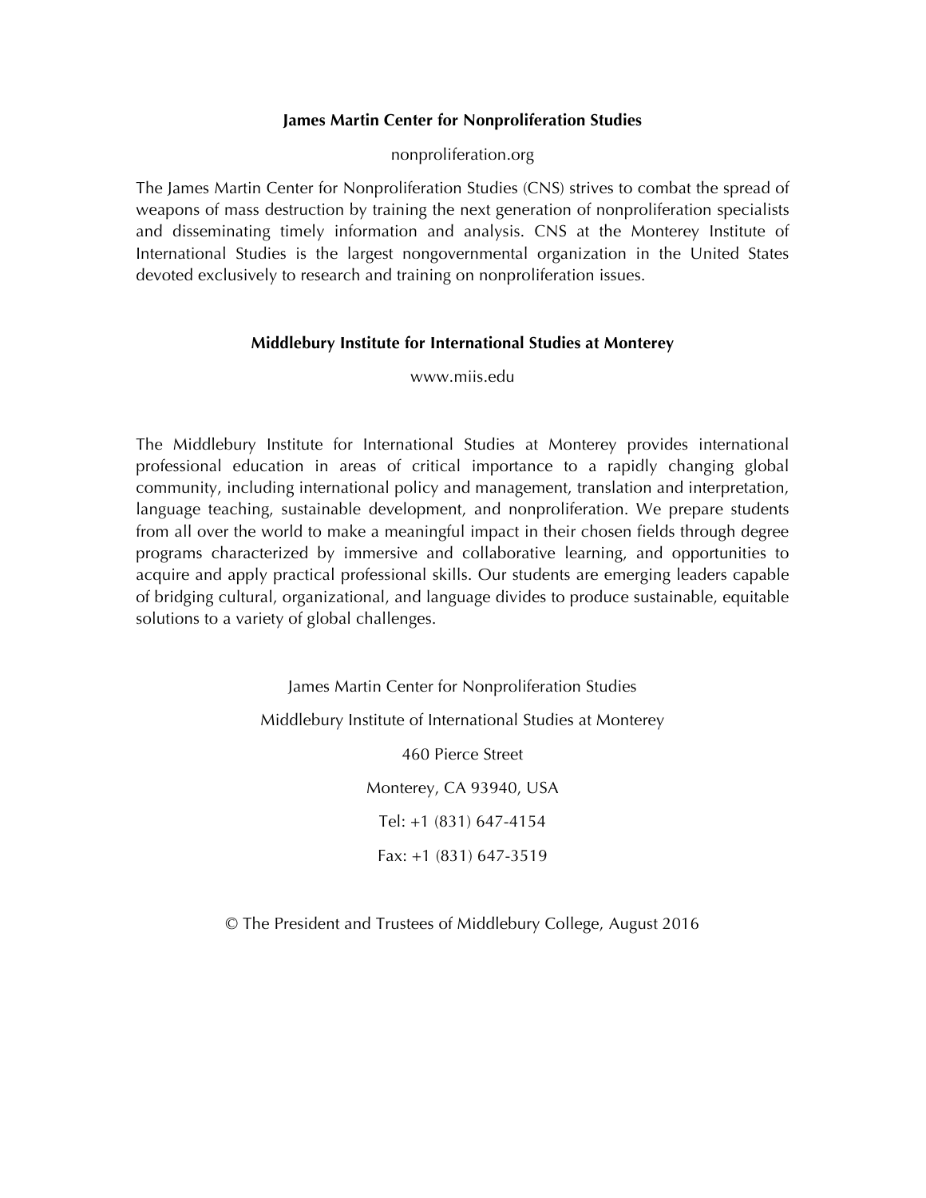**James Martin Center for Nonproliferation Studies**

nonproliferation.org

The James Martin Center for Nonproliferation Studies (CNS) strives to combat the spread of weapons of mass destruction by training the next generation of nonproliferation specialists and disseminating timely information and analysis. CNS at the Monterey Institute of International Studies is the largest nongovernmental organization in the United States devoted exclusively to research and training on nonproliferation issues.

**Middlebury Institute for International Studies at Monterey**

www.miis.edu

The Middlebury Institute for International Studies at Monterey provides international professional education in areas of critical importance to a rapidly changing global community, including international policy and management, translation and interpretation, language teaching, sustainable development, and nonproliferation. We prepare students from all over the world to make a meaningful impact in their chosen fields through degree programs characterized by immersive and collaborative learning, and opportunities to acquire and apply practical professional skills. Our students are emerging leaders capable of bridging cultural, organizational, and language divides to produce sustainable, equitable solutions to a variety of global challenges.

James Martin Center for Nonproliferation Studies

Middlebury Institute of International Studies at Monterey

460 Pierce Street

Monterey, CA 93940, USA

Tel: +1 (831) 647-4154

Fax: +1 (831) 647-3519

© The President and Trustees of Middlebury College, August 2016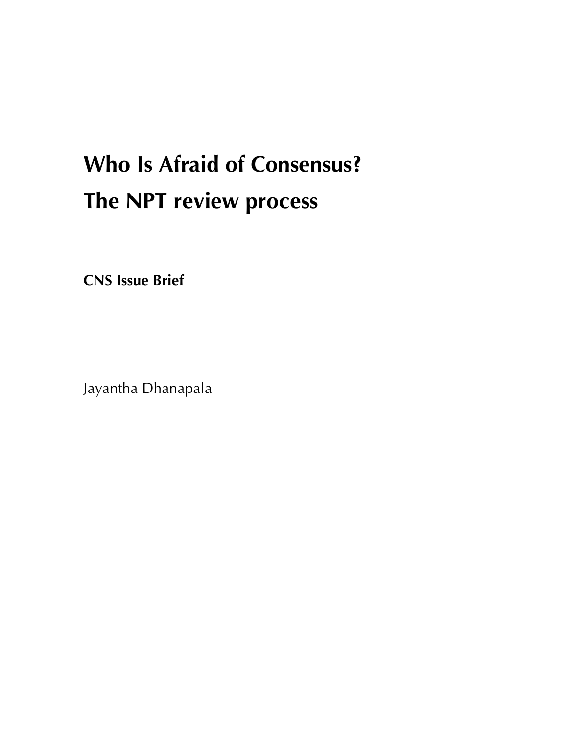# Who Is Afraid of Consensus?
# The NPT review process

**CNS Issue Brief**

Jayantha Dhanapala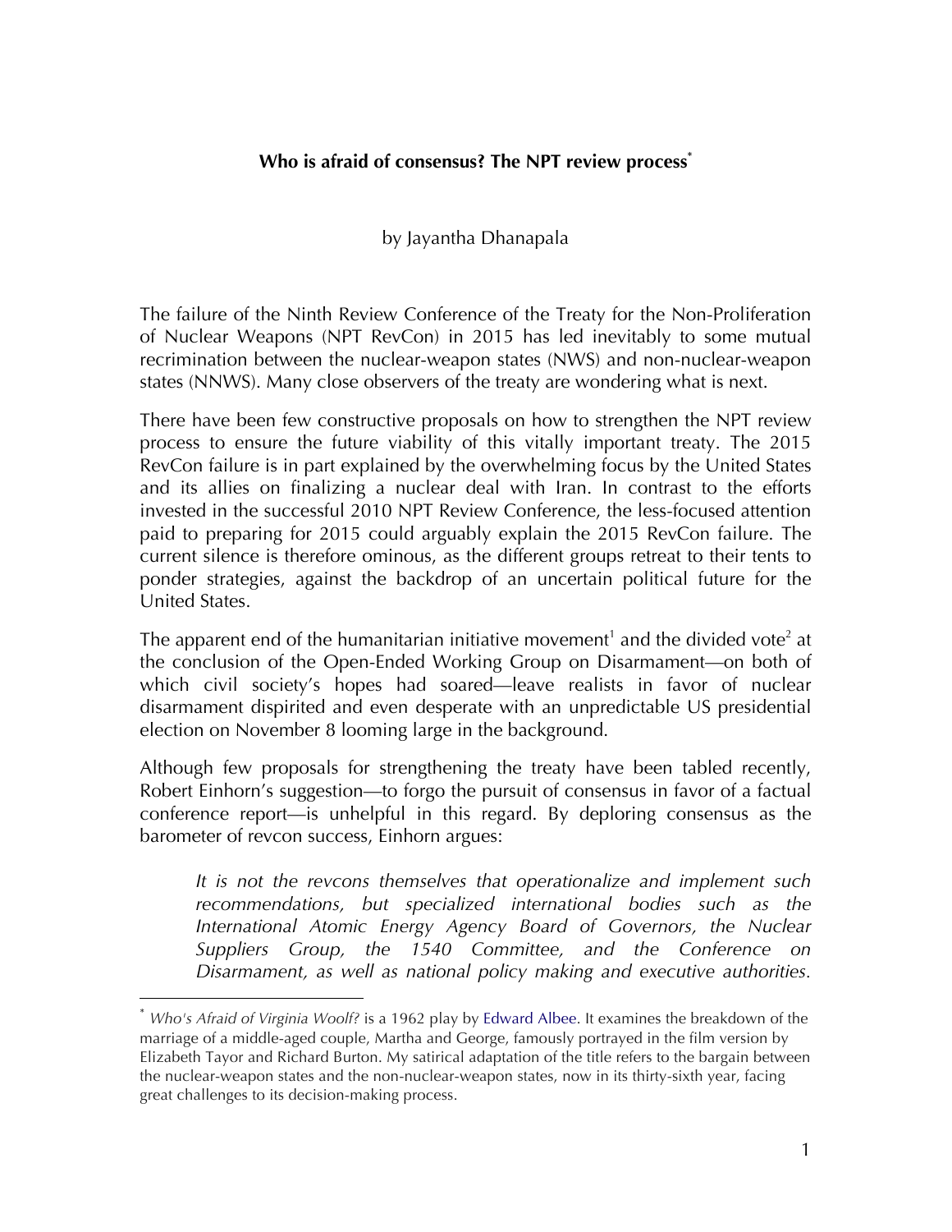**Who is afraid of consensus? The NPT review process**[*]

by Jayantha Dhanapala

The failure of the Ninth Review Conference of the Treaty for the Non-Proliferation of Nuclear Weapons (NPT RevCon) in 2015 has led inevitably to some mutual recrimination between the nuclear-weapon states (NWS) and non-nuclear-weapon states (NNWS). Many close observers of the treaty are wondering what is next.

There have been few constructive proposals on how to strengthen the NPT review process to ensure the future viability of this vitally important treaty. The 2015 RevCon failure is in part explained by the overwhelming focus by the United States and its allies on finalizing a nuclear deal with Iran. In contrast to the efforts invested in the successful 2010 NPT Review Conference, the less-focused attention paid to preparing for 2015 could arguably explain the 2015 RevCon failure. The current silence is therefore ominous, as the different groups retreat to their tents to ponder strategies, against the backdrop of an uncertain political future for the United States.

The apparent end of the humanitarian initiative movement[1] and the divided vote[2] at the conclusion of the Open-Ended Working Group on Disarmament—on both of which civil society's hopes had soared—leave realists in favor of nuclear disarmament dispirited and even desperate with an unpredictable US presidential election on November 8 looming large in the background.

Although few proposals for strengthening the treaty have been tabled recently, Robert Einhorn's suggestion—to forgo the pursuit of consensus in favor of a factual conference report—is unhelpful in this regard. By deploring consensus as the barometer of revcon success, Einhorn argues:

> *It is not the revcons themselves that operationalize and implement such recommendations, but specialized international bodies such as the International Atomic Energy Agency Board of Governors, the Nuclear Suppliers Group, the 1540 Committee, and the Conference on Disarmament, as well as national policy making and executive authorities.*

---

[*] *Who's Afraid of Virginia Woolf?* is a 1962 play by Edward Albee. It examines the breakdown of the marriage of a middle-aged couple, Martha and George, famously portrayed in the film version by Elizabeth Tayor and Richard Burton. My satirical adaptation of the title refers to the bargain between the nuclear-weapon states and the non-nuclear-weapon states, now in its thirty-sixth year, facing great challenges to its decision-making process.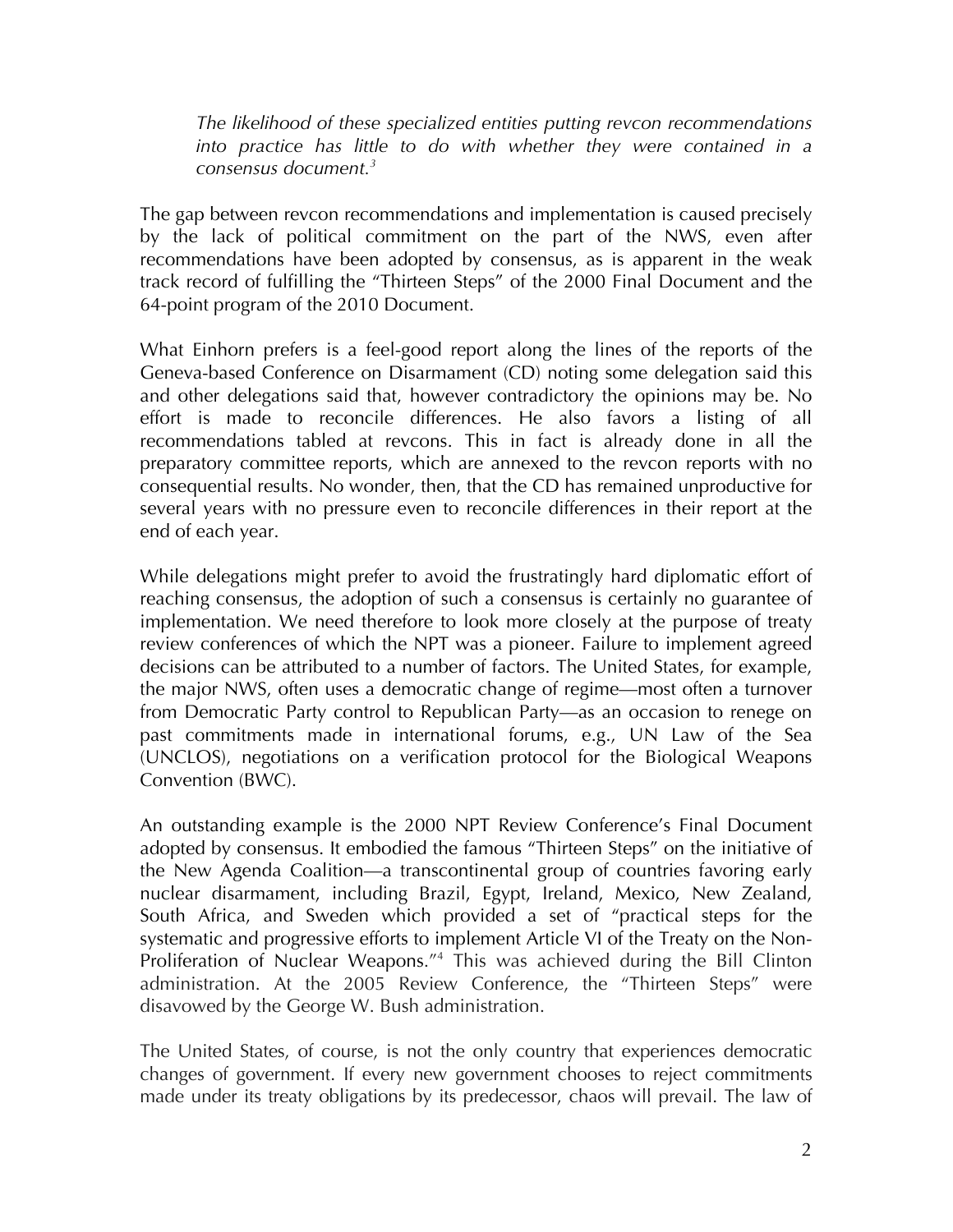> *The likelihood of these specialized entities putting revcon recommendations into practice has little to do with whether they were contained in a consensus document.*[3]

The gap between revcon recommendations and implementation is caused precisely by the lack of political commitment on the part of the NWS, even after recommendations have been adopted by consensus, as is apparent in the weak track record of fulfilling the "Thirteen Steps" of the 2000 Final Document and the 64-point program of the 2010 Document.

What Einhorn prefers is a feel-good report along the lines of the reports of the Geneva-based Conference on Disarmament (CD) noting some delegation said this and other delegations said that, however contradictory the opinions may be. No effort is made to reconcile differences. He also favors a listing of all recommendations tabled at revcons. This in fact is already done in all the preparatory committee reports, which are annexed to the revcon reports with no consequential results. No wonder, then, that the CD has remained unproductive for several years with no pressure even to reconcile differences in their report at the end of each year.

While delegations might prefer to avoid the frustratingly hard diplomatic effort of reaching consensus, the adoption of such a consensus is certainly no guarantee of implementation. We need therefore to look more closely at the purpose of treaty review conferences of which the NPT was a pioneer. Failure to implement agreed decisions can be attributed to a number of factors. The United States, for example, the major NWS, often uses a democratic change of regime—most often a turnover from Democratic Party control to Republican Party—as an occasion to renege on past commitments made in international forums, e.g., UN Law of the Sea (UNCLOS), negotiations on a verification protocol for the Biological Weapons Convention (BWC).

An outstanding example is the 2000 NPT Review Conference's Final Document adopted by consensus. It embodied the famous "Thirteen Steps" on the initiative of the New Agenda Coalition—a transcontinental group of countries favoring early nuclear disarmament, including Brazil, Egypt, Ireland, Mexico, New Zealand, South Africa, and Sweden which provided a set of "practical steps for the systematic and progressive efforts to implement Article VI of the Treaty on the Non-Proliferation of Nuclear Weapons."[4] This was achieved during the Bill Clinton administration. At the 2005 Review Conference, the "Thirteen Steps" were disavowed by the George W. Bush administration.

The United States, of course, is not the only country that experiences democratic changes of government. If every new government chooses to reject commitments made under its treaty obligations by its predecessor, chaos will prevail. The law of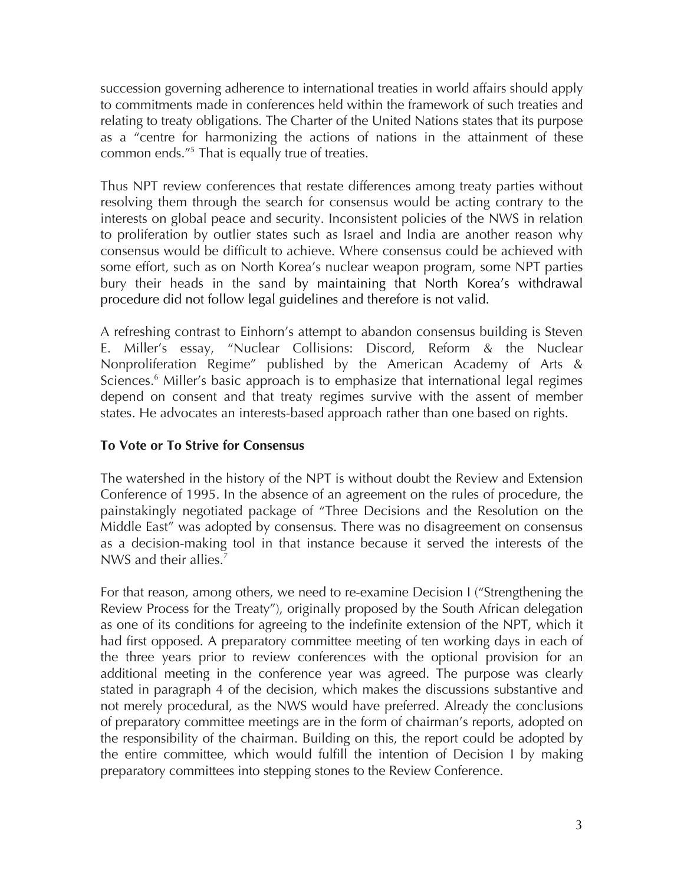succession governing adherence to international treaties in world affairs should apply to commitments made in conferences held within the framework of such treaties and relating to treaty obligations. The Charter of the United Nations states that its purpose as a "centre for harmonizing the actions of nations in the attainment of these common ends."[5] That is equally true of treaties.

Thus NPT review conferences that restate differences among treaty parties without resolving them through the search for consensus would be acting contrary to the interests on global peace and security. Inconsistent policies of the NWS in relation to proliferation by outlier states such as Israel and India are another reason why consensus would be difficult to achieve. Where consensus could be achieved with some effort, such as on North Korea's nuclear weapon program, some NPT parties bury their heads in the sand by maintaining that North Korea's withdrawal procedure did not follow legal guidelines and therefore is not valid.

A refreshing contrast to Einhorn's attempt to abandon consensus building is Steven E. Miller's essay, "Nuclear Collisions: Discord, Reform & the Nuclear Nonproliferation Regime" published by the American Academy of Arts & Sciences.[6] Miller's basic approach is to emphasize that international legal regimes depend on consent and that treaty regimes survive with the assent of member states. He advocates an interests-based approach rather than one based on rights.

**To Vote or To Strive for Consensus**

The watershed in the history of the NPT is without doubt the Review and Extension Conference of 1995. In the absence of an agreement on the rules of procedure, the painstakingly negotiated package of "Three Decisions and the Resolution on the Middle East" was adopted by consensus. There was no disagreement on consensus as a decision-making tool in that instance because it served the interests of the NWS and their allies.[7]

For that reason, among others, we need to re-examine Decision I ("Strengthening the Review Process for the Treaty"), originally proposed by the South African delegation as one of its conditions for agreeing to the indefinite extension of the NPT, which it had first opposed. A preparatory committee meeting of ten working days in each of the three years prior to review conferences with the optional provision for an additional meeting in the conference year was agreed. The purpose was clearly stated in paragraph 4 of the decision, which makes the discussions substantive and not merely procedural, as the NWS would have preferred. Already the conclusions of preparatory committee meetings are in the form of chairman's reports, adopted on the responsibility of the chairman. Building on this, the report could be adopted by the entire committee, which would fulfill the intention of Decision I by making preparatory committees into stepping stones to the Review Conference.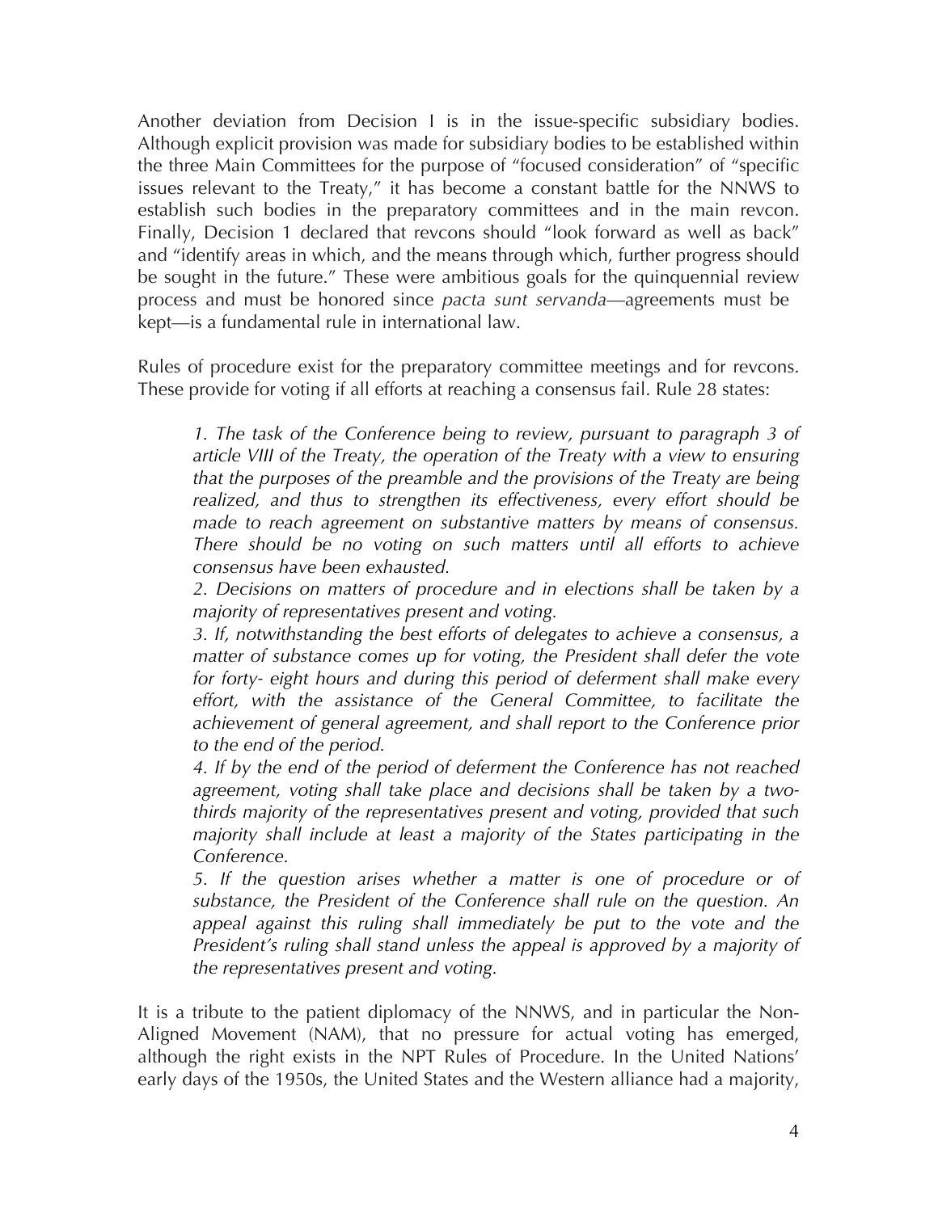Another deviation from Decision I is in the issue-specific subsidiary bodies. Although explicit provision was made for subsidiary bodies to be established within the three Main Committees for the purpose of "focused consideration" of "specific issues relevant to the Treaty," it has become a constant battle for the NNWS to establish such bodies in the preparatory committees and in the main revcon. Finally, Decision 1 declared that revcons should "look forward as well as back" and "identify areas in which, and the means through which, further progress should be sought in the future." These were ambitious goals for the quinquennial review process and must be honored since *pacta sunt servanda*—agreements must be kept—is a fundamental rule in international law.

Rules of procedure exist for the preparatory committee meetings and for revcons. These provide for voting if all efforts at reaching a consensus fail. Rule 28 states:

> *1. The task of the Conference being to review, pursuant to paragraph 3 of article VIII of the Treaty, the operation of the Treaty with a view to ensuring that the purposes of the preamble and the provisions of the Treaty are being realized, and thus to strengthen its effectiveness, every effort should be made to reach agreement on substantive matters by means of consensus. There should be no voting on such matters until all efforts to achieve consensus have been exhausted.*
>
> *2. Decisions on matters of procedure and in elections shall be taken by a majority of representatives present and voting.*
>
> *3. If, notwithstanding the best efforts of delegates to achieve a consensus, a matter of substance comes up for voting, the President shall defer the vote for forty- eight hours and during this period of deferment shall make every effort, with the assistance of the General Committee, to facilitate the achievement of general agreement, and shall report to the Conference prior to the end of the period.*
>
> *4. If by the end of the period of deferment the Conference has not reached agreement, voting shall take place and decisions shall be taken by a two-thirds majority of the representatives present and voting, provided that such majority shall include at least a majority of the States participating in the Conference.*
>
> *5. If the question arises whether a matter is one of procedure or of substance, the President of the Conference shall rule on the question. An appeal against this ruling shall immediately be put to the vote and the President's ruling shall stand unless the appeal is approved by a majority of the representatives present and voting.*

It is a tribute to the patient diplomacy of the NNWS, and in particular the Non-Aligned Movement (NAM), that no pressure for actual voting has emerged, although the right exists in the NPT Rules of Procedure. In the United Nations' early days of the 1950s, the United States and the Western alliance had a majority,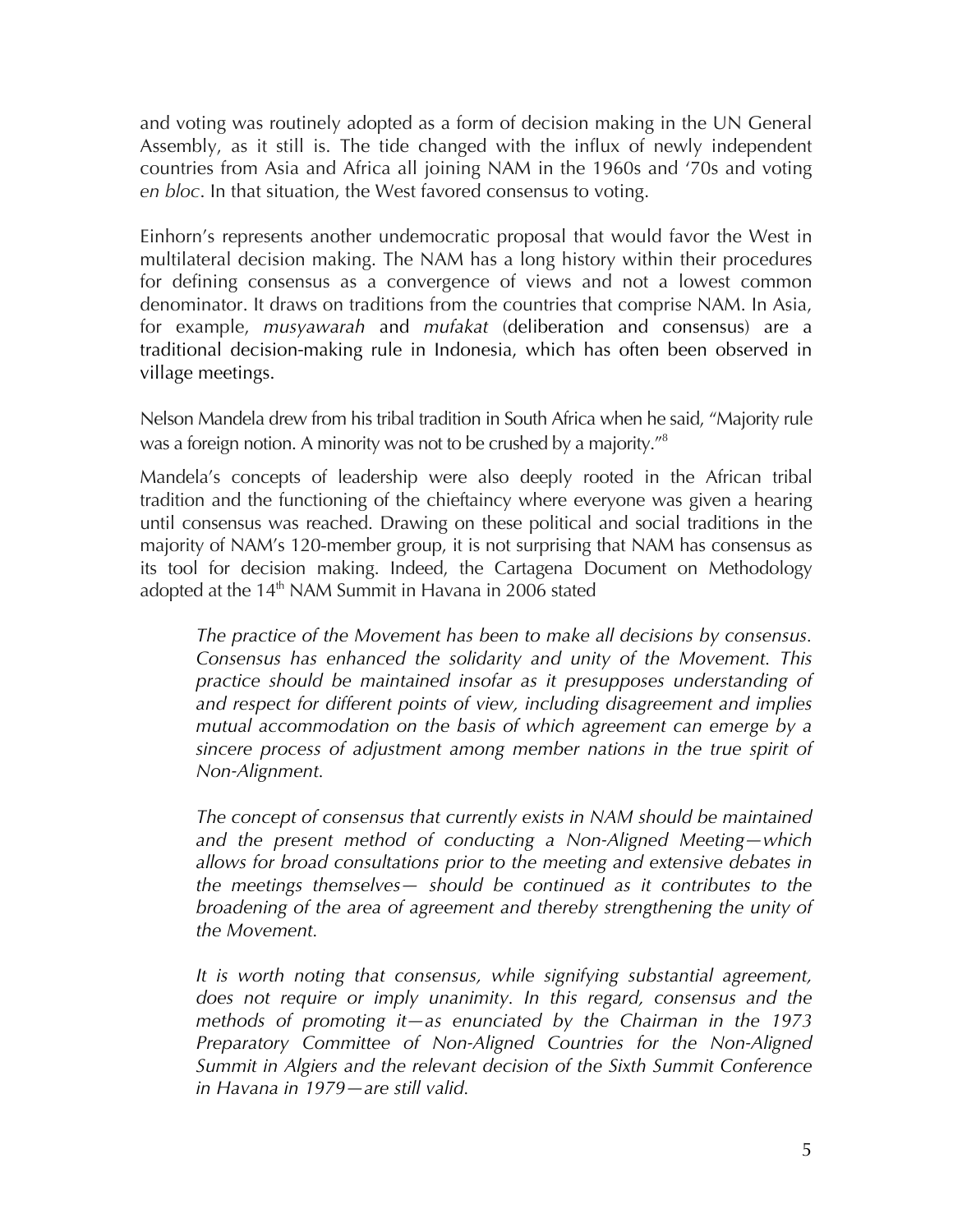and voting was routinely adopted as a form of decision making in the UN General Assembly, as it still is. The tide changed with the influx of newly independent countries from Asia and Africa all joining NAM in the 1960s and '70s and voting *en bloc*. In that situation, the West favored consensus to voting.

Einhorn's represents another undemocratic proposal that would favor the West in multilateral decision making. The NAM has a long history within their procedures for defining consensus as a convergence of views and not a lowest common denominator. It draws on traditions from the countries that comprise NAM. In Asia, for example, *musyawarah* and *mufakat* (deliberation and consensus) are a traditional decision-making rule in Indonesia, which has often been observed in village meetings.

Nelson Mandela drew from his tribal tradition in South Africa when he said, "Majority rule was a foreign notion. A minority was not to be crushed by a majority."[8]

Mandela's concepts of leadership were also deeply rooted in the African tribal tradition and the functioning of the chieftaincy where everyone was given a hearing until consensus was reached. Drawing on these political and social traditions in the majority of NAM's 120-member group, it is not surprising that NAM has consensus as its tool for decision making. Indeed, the Cartagena Document on Methodology adopted at the 14th NAM Summit in Havana in 2006 stated

> *The practice of the Movement has been to make all decisions by consensus. Consensus has enhanced the solidarity and unity of the Movement. This practice should be maintained insofar as it presupposes understanding of and respect for different points of view, including disagreement and implies mutual accommodation on the basis of which agreement can emerge by a sincere process of adjustment among member nations in the true spirit of Non-Alignment.*
>
> *The concept of consensus that currently exists in NAM should be maintained and the present method of conducting a Non-Aligned Meeting—which allows for broad consultations prior to the meeting and extensive debates in the meetings themselves— should be continued as it contributes to the broadening of the area of agreement and thereby strengthening the unity of the Movement.*
>
> *It is worth noting that consensus, while signifying substantial agreement, does not require or imply unanimity. In this regard, consensus and the methods of promoting it—as enunciated by the Chairman in the 1973 Preparatory Committee of Non-Aligned Countries for the Non-Aligned Summit in Algiers and the relevant decision of the Sixth Summit Conference in Havana in 1979—are still valid.*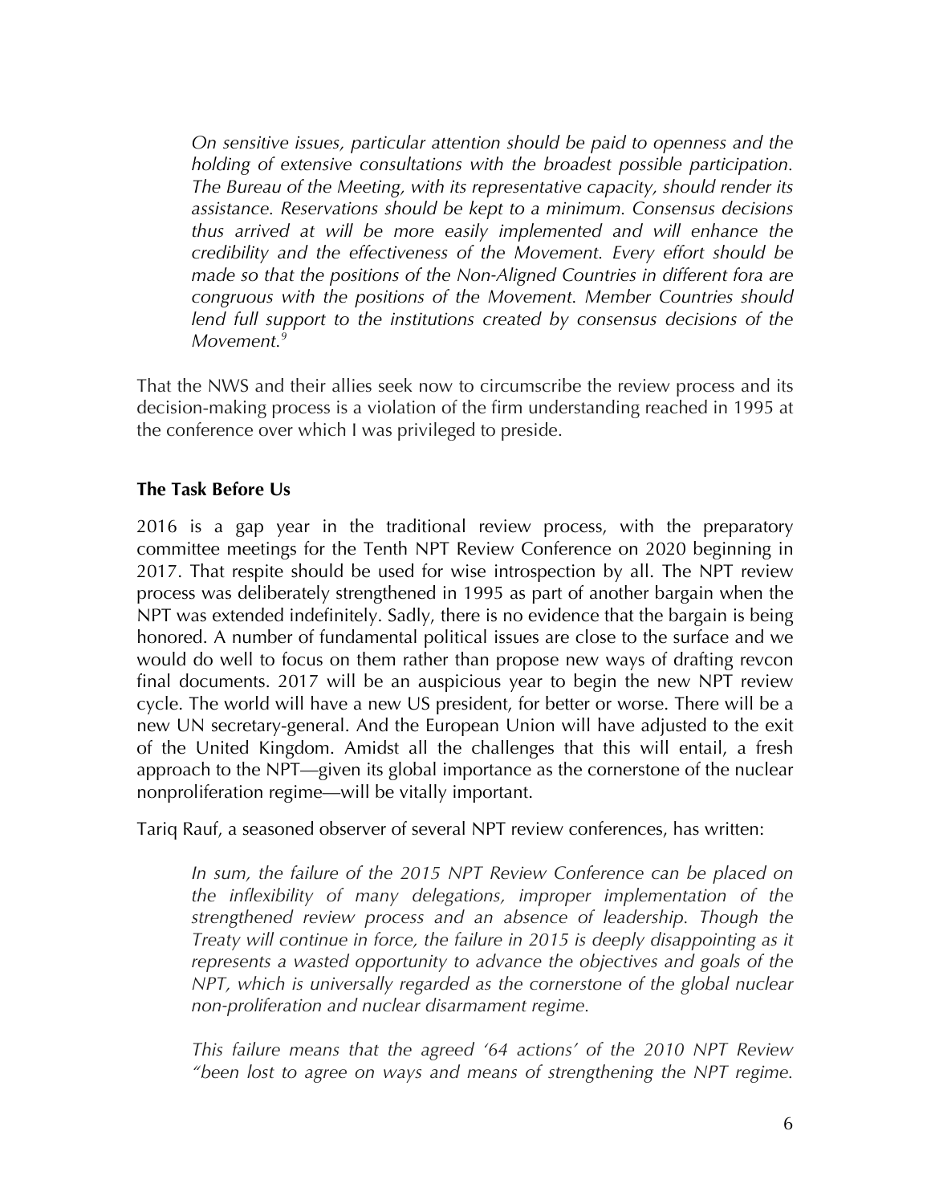> *On sensitive issues, particular attention should be paid to openness and the holding of extensive consultations with the broadest possible participation. The Bureau of the Meeting, with its representative capacity, should render its assistance. Reservations should be kept to a minimum. Consensus decisions thus arrived at will be more easily implemented and will enhance the credibility and the effectiveness of the Movement. Every effort should be made so that the positions of the Non-Aligned Countries in different fora are congruous with the positions of the Movement. Member Countries should lend full support to the institutions created by consensus decisions of the Movement.*[9]

That the NWS and their allies seek now to circumscribe the review process and its decision-making process is a violation of the firm understanding reached in 1995 at the conference over which I was privileged to preside.

**The Task Before Us**

2016 is a gap year in the traditional review process, with the preparatory committee meetings for the Tenth NPT Review Conference on 2020 beginning in 2017. That respite should be used for wise introspection by all. The NPT review process was deliberately strengthened in 1995 as part of another bargain when the NPT was extended indefinitely. Sadly, there is no evidence that the bargain is being honored. A number of fundamental political issues are close to the surface and we would do well to focus on them rather than propose new ways of drafting revcon final documents. 2017 will be an auspicious year to begin the new NPT review cycle. The world will have a new US president, for better or worse. There will be a new UN secretary-general. And the European Union will have adjusted to the exit of the United Kingdom. Amidst all the challenges that this will entail, a fresh approach to the NPT—given its global importance as the cornerstone of the nuclear nonproliferation regime—will be vitally important.

Tariq Rauf, a seasoned observer of several NPT review conferences, has written:

> *In sum, the failure of the 2015 NPT Review Conference can be placed on the inflexibility of many delegations, improper implementation of the strengthened review process and an absence of leadership. Though the Treaty will continue in force, the failure in 2015 is deeply disappointing as it represents a wasted opportunity to advance the objectives and goals of the NPT, which is universally regarded as the cornerstone of the global nuclear non-proliferation and nuclear disarmament regime.*
>
> *This failure means that the agreed '64 actions' of the 2010 NPT Review "been lost to agree on ways and means of strengthening the NPT regime.*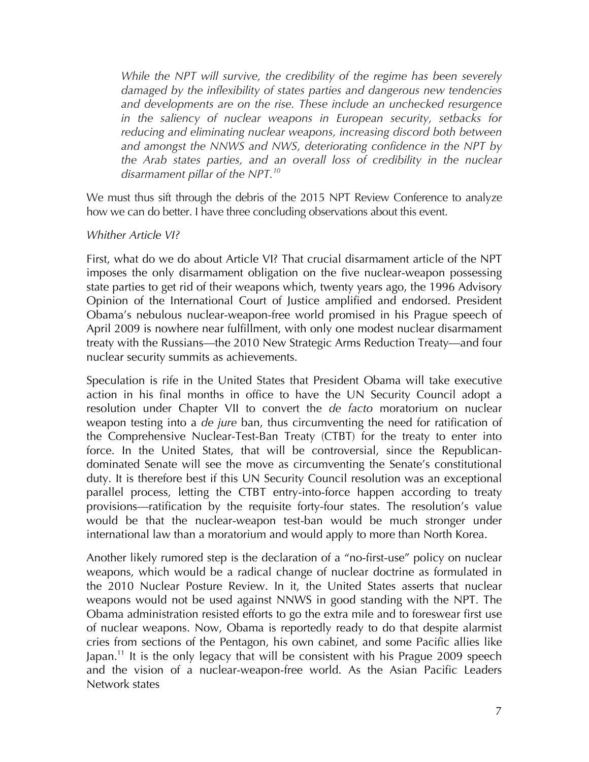> *While the NPT will survive, the credibility of the regime has been severely damaged by the inflexibility of states parties and dangerous new tendencies and developments are on the rise. These include an unchecked resurgence in the saliency of nuclear weapons in European security, setbacks for reducing and eliminating nuclear weapons, increasing discord both between and amongst the NNWS and NWS, deteriorating confidence in the NPT by the Arab states parties, and an overall loss of credibility in the nuclear disarmament pillar of the NPT.*[10]

We must thus sift through the debris of the 2015 NPT Review Conference to analyze how we can do better. I have three concluding observations about this event.

*Whither Article VI?*

First, what do we do about Article VI? That crucial disarmament article of the NPT imposes the only disarmament obligation on the five nuclear-weapon possessing state parties to get rid of their weapons which, twenty years ago, the 1996 Advisory Opinion of the International Court of Justice amplified and endorsed. President Obama's nebulous nuclear-weapon-free world promised in his Prague speech of April 2009 is nowhere near fulfillment, with only one modest nuclear disarmament treaty with the Russians—the 2010 New Strategic Arms Reduction Treaty—and four nuclear security summits as achievements.

Speculation is rife in the United States that President Obama will take executive action in his final months in office to have the UN Security Council adopt a resolution under Chapter VII to convert the *de facto* moratorium on nuclear weapon testing into a *de jure* ban, thus circumventing the need for ratification of the Comprehensive Nuclear-Test-Ban Treaty (CTBT) for the treaty to enter into force. In the United States, that will be controversial, since the Republican-dominated Senate will see the move as circumventing the Senate's constitutional duty. It is therefore best if this UN Security Council resolution was an exceptional parallel process, letting the CTBT entry-into-force happen according to treaty provisions—ratification by the requisite forty-four states. The resolution's value would be that the nuclear-weapon test-ban would be much stronger under international law than a moratorium and would apply to more than North Korea.

Another likely rumored step is the declaration of a "no-first-use" policy on nuclear weapons, which would be a radical change of nuclear doctrine as formulated in the 2010 Nuclear Posture Review. In it, the United States asserts that nuclear weapons would not be used against NNWS in good standing with the NPT. The Obama administration resisted efforts to go the extra mile and to foreswear first use of nuclear weapons. Now, Obama is reportedly ready to do that despite alarmist cries from sections of the Pentagon, his own cabinet, and some Pacific allies like Japan.[11] It is the only legacy that will be consistent with his Prague 2009 speech and the vision of a nuclear-weapon-free world. As the Asian Pacific Leaders Network states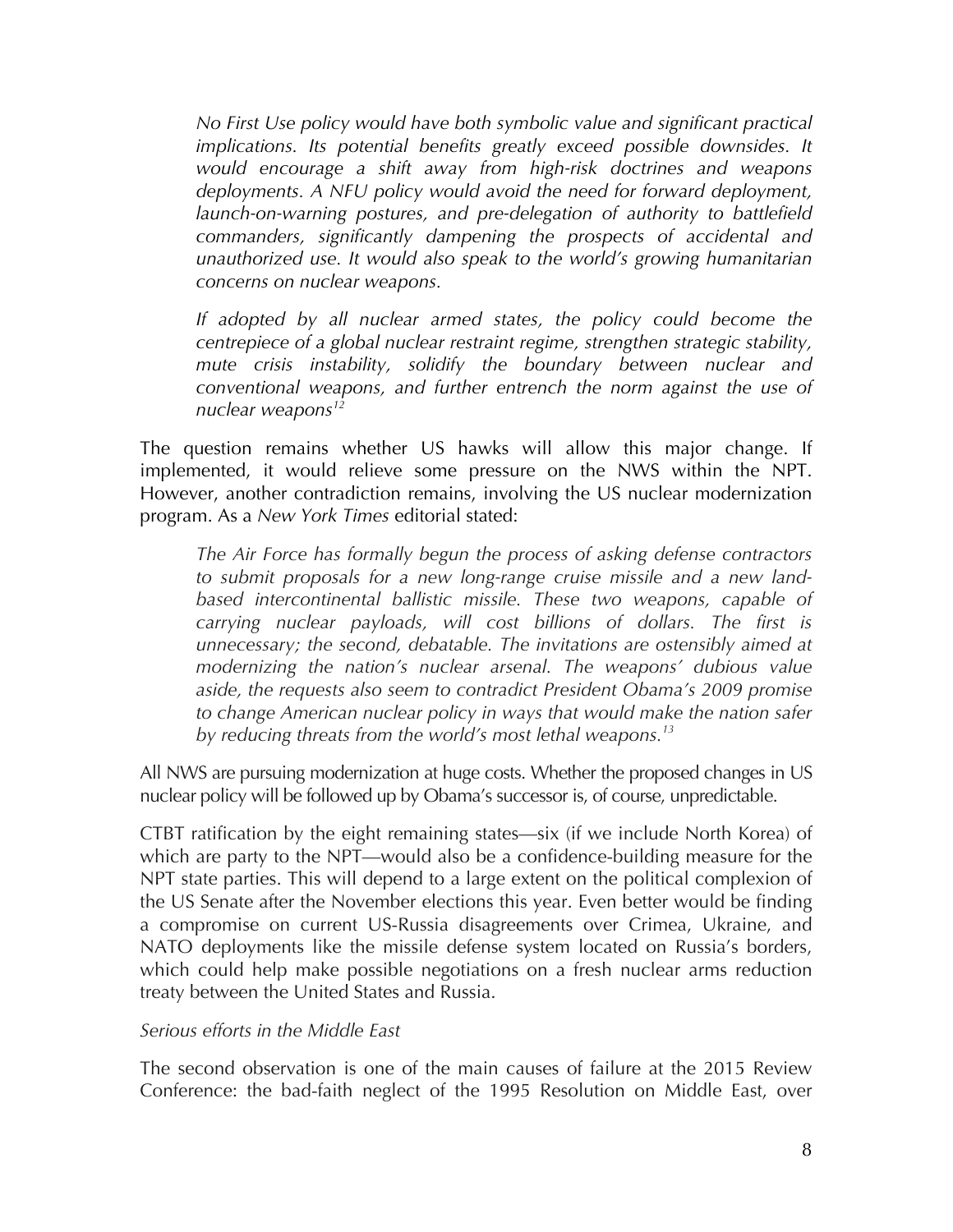> *No First Use policy would have both symbolic value and significant practical implications. Its potential benefits greatly exceed possible downsides. It would encourage a shift away from high-risk doctrines and weapons deployments. A NFU policy would avoid the need for forward deployment, launch-on-warning postures, and pre-delegation of authority to battlefield commanders, significantly dampening the prospects of accidental and unauthorized use. It would also speak to the world's growing humanitarian concerns on nuclear weapons.*
>
> *If adopted by all nuclear armed states, the policy could become the centrepiece of a global nuclear restraint regime, strengthen strategic stability, mute crisis instability, solidify the boundary between nuclear and conventional weapons, and further entrench the norm against the use of nuclear weapons*[12]

The question remains whether US hawks will allow this major change. If implemented, it would relieve some pressure on the NWS within the NPT. However, another contradiction remains, involving the US nuclear modernization program. As a *New York Times* editorial stated:

> *The Air Force has formally begun the process of asking defense contractors to submit proposals for a new long-range cruise missile and a new land-based intercontinental ballistic missile. These two weapons, capable of carrying nuclear payloads, will cost billions of dollars. The first is unnecessary; the second, debatable. The invitations are ostensibly aimed at modernizing the nation's nuclear arsenal. The weapons' dubious value aside, the requests also seem to contradict President Obama's 2009 promise to change American nuclear policy in ways that would make the nation safer by reducing threats from the world's most lethal weapons.*[13]

All NWS are pursuing modernization at huge costs. Whether the proposed changes in US nuclear policy will be followed up by Obama's successor is, of course, unpredictable.

CTBT ratification by the eight remaining states—six (if we include North Korea) of which are party to the NPT—would also be a confidence-building measure for the NPT state parties. This will depend to a large extent on the political complexion of the US Senate after the November elections this year. Even better would be finding a compromise on current US-Russia disagreements over Crimea, Ukraine, and NATO deployments like the missile defense system located on Russia's borders, which could help make possible negotiations on a fresh nuclear arms reduction treaty between the United States and Russia.

*Serious efforts in the Middle East*

The second observation is one of the main causes of failure at the 2015 Review Conference: the bad-faith neglect of the 1995 Resolution on Middle East, over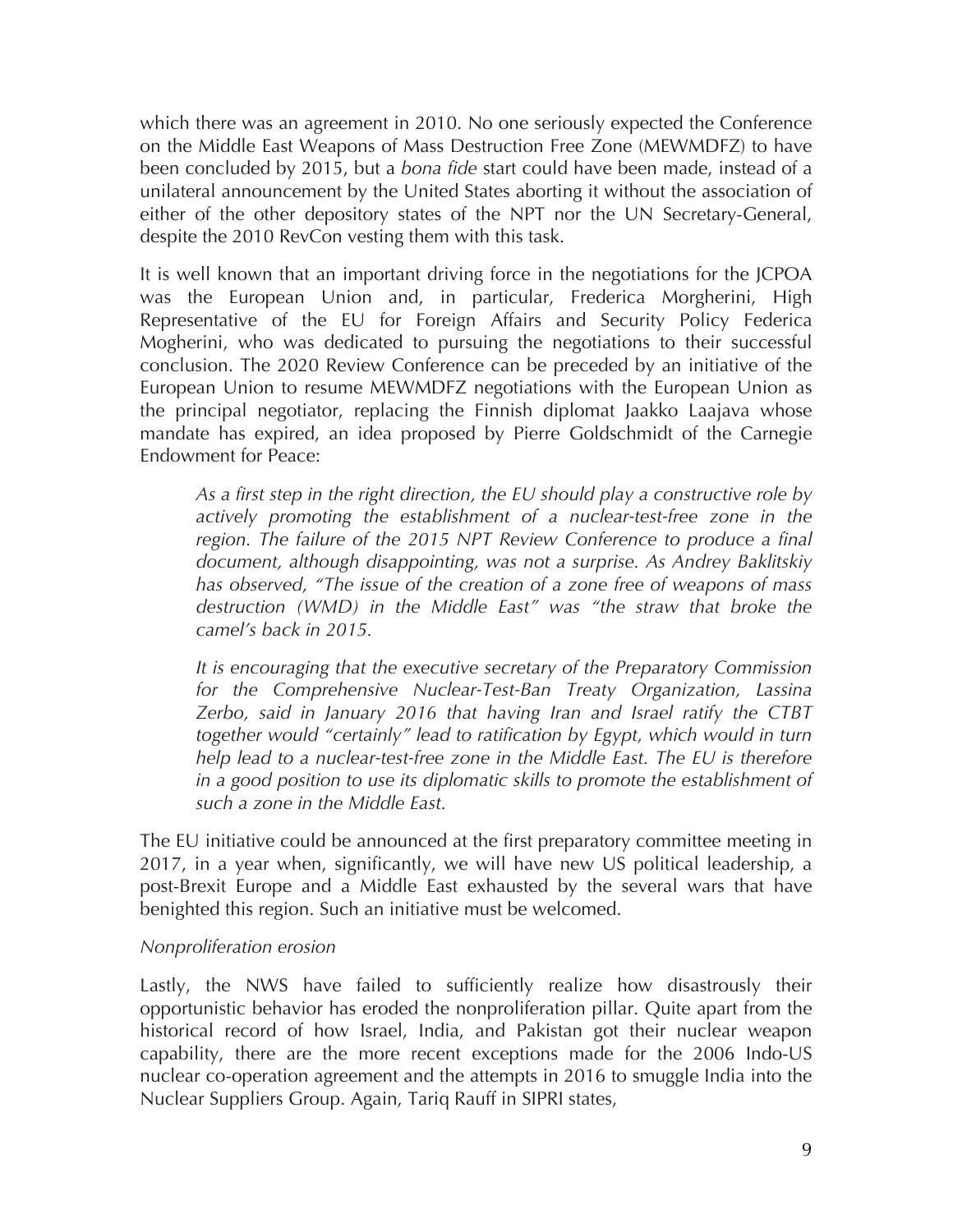which there was an agreement in 2010. No one seriously expected the Conference on the Middle East Weapons of Mass Destruction Free Zone (MEWMDFZ) to have been concluded by 2015, but a *bona fide* start could have been made, instead of a unilateral announcement by the United States aborting it without the association of either of the other depository states of the NPT nor the UN Secretary-General, despite the 2010 RevCon vesting them with this task.

It is well known that an important driving force in the negotiations for the JCPOA was the European Union and, in particular, Frederica Morgherini, High Representative of the EU for Foreign Affairs and Security Policy Federica Mogherini, who was dedicated to pursuing the negotiations to their successful conclusion. The 2020 Review Conference can be preceded by an initiative of the European Union to resume MEWMDFZ negotiations with the European Union as the principal negotiator, replacing the Finnish diplomat Jaakko Laajava whose mandate has expired, an idea proposed by Pierre Goldschmidt of the Carnegie Endowment for Peace:

> *As a first step in the right direction, the EU should play a constructive role by actively promoting the establishment of a nuclear-test-free zone in the region. The failure of the 2015 NPT Review Conference to produce a final document, although disappointing, was not a surprise. As Andrey Baklitskiy has observed, "The issue of the creation of a zone free of weapons of mass destruction (WMD) in the Middle East" was "the straw that broke the camel's back in 2015.*
>
> *It is encouraging that the executive secretary of the Preparatory Commission for the Comprehensive Nuclear-Test-Ban Treaty Organization, Lassina Zerbo, said in January 2016 that having Iran and Israel ratify the CTBT together would "certainly" lead to ratification by Egypt, which would in turn help lead to a nuclear-test-free zone in the Middle East. The EU is therefore in a good position to use its diplomatic skills to promote the establishment of such a zone in the Middle East.*

The EU initiative could be announced at the first preparatory committee meeting in 2017, in a year when, significantly, we will have new US political leadership, a post-Brexit Europe and a Middle East exhausted by the several wars that have benighted this region. Such an initiative must be welcomed.

*Nonproliferation erosion*

Lastly, the NWS have failed to sufficiently realize how disastrously their opportunistic behavior has eroded the nonproliferation pillar. Quite apart from the historical record of how Israel, India, and Pakistan got their nuclear weapon capability, there are the more recent exceptions made for the 2006 Indo-US nuclear co-operation agreement and the attempts in 2016 to smuggle India into the Nuclear Suppliers Group. Again, Tariq Rauff in SIPRI states,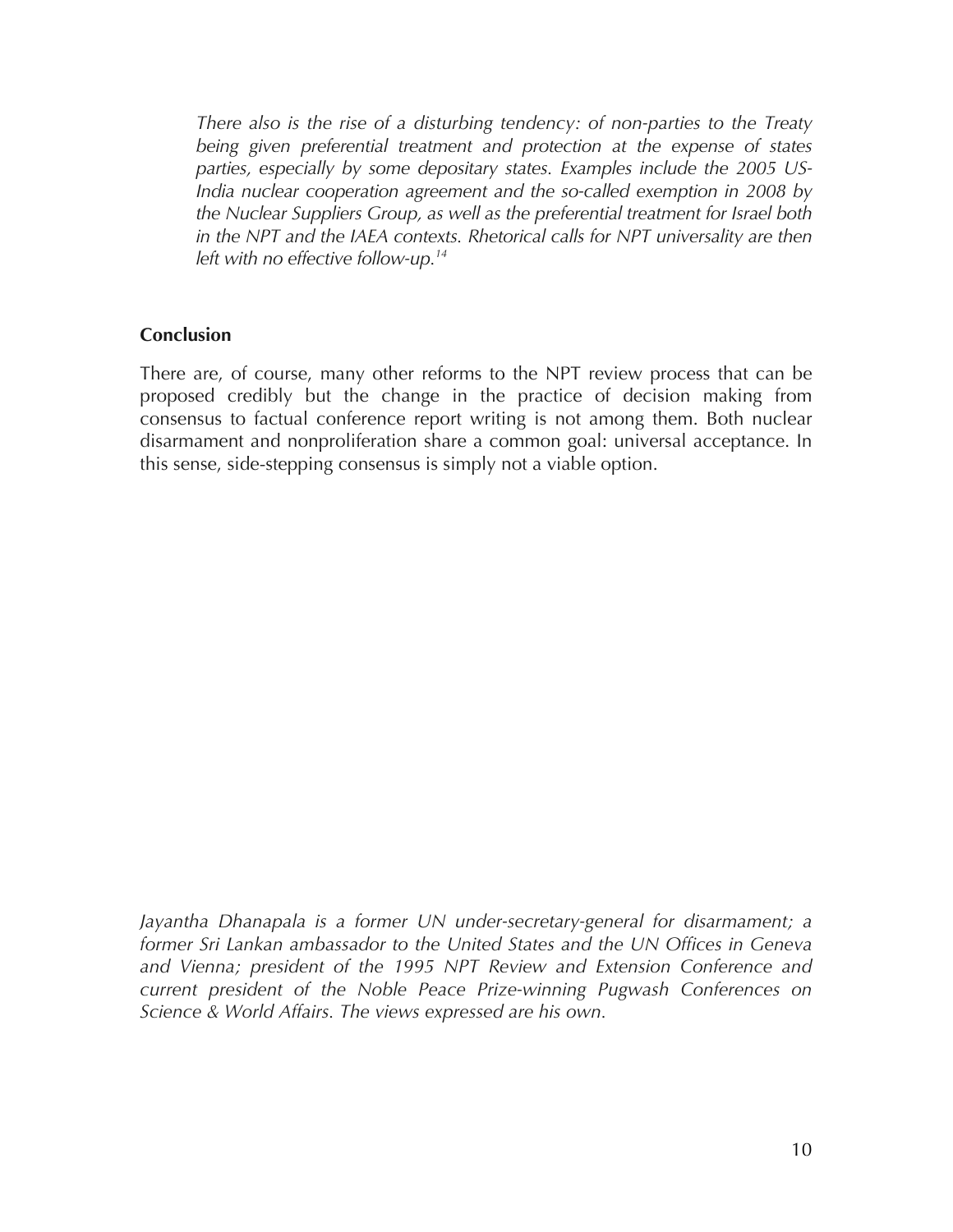*There also is the rise of a disturbing tendency: of non-parties to the Treaty being given preferential treatment and protection at the expense of states parties, especially by some depositary states. Examples include the 2005 US-India nuclear cooperation agreement and the so-called exemption in 2008 by the Nuclear Suppliers Group, as well as the preferential treatment for Israel both in the NPT and the IAEA contexts. Rhetorical calls for NPT universality are then left with no effective follow-up.*[14]

**Conclusion**

There are, of course, many other reforms to the NPT review process that can be proposed credibly but the change in the practice of decision making from consensus to factual conference report writing is not among them. Both nuclear disarmament and nonproliferation share a common goal: universal acceptance. In this sense, side-stepping consensus is simply not a viable option.

*Jayantha Dhanapala is a former UN under-secretary-general for disarmament; a former Sri Lankan ambassador to the United States and the UN Offices in Geneva and Vienna; president of the 1995 NPT Review and Extension Conference and current president of the Noble Peace Prize-winning Pugwash Conferences on Science & World Affairs. The views expressed are his own.*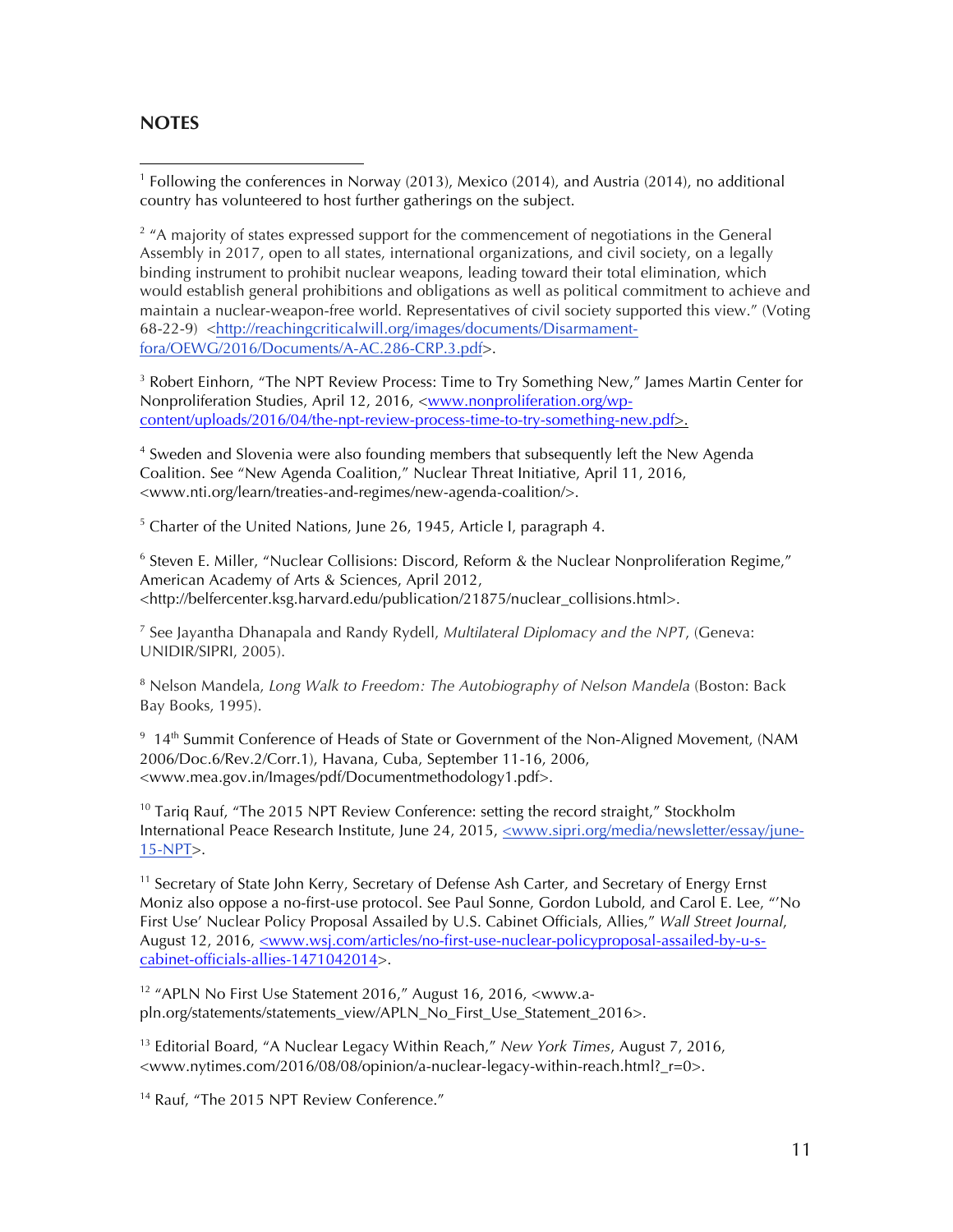## NOTES

[1] Following the conferences in Norway (2013), Mexico (2014), and Austria (2014), no additional country has volunteered to host further gatherings on the subject.

[2] "A majority of states expressed support for the commencement of negotiations in the General Assembly in 2017, open to all states, international organizations, and civil society, on a legally binding instrument to prohibit nuclear weapons, leading toward their total elimination, which would establish general prohibitions and obligations as well as political commitment to achieve and maintain a nuclear-weapon-free world. Representatives of civil society supported this view." (Voting 68-22-9) <http://reachingcriticalwill.org/images/documents/Disarmament-fora/OEWG/2016/Documents/A-AC.286-CRP.3.pdf>.

[3] Robert Einhorn, "The NPT Review Process: Time to Try Something New," James Martin Center for Nonproliferation Studies, April 12, 2016, <www.nonproliferation.org/wp-content/uploads/2016/04/the-npt-review-process-time-to-try-something-new.pdf>.

[4] Sweden and Slovenia were also founding members that subsequently left the New Agenda Coalition. See "New Agenda Coalition," Nuclear Threat Initiative, April 11, 2016, <www.nti.org/learn/treaties-and-regimes/new-agenda-coalition/>.

[5] Charter of the United Nations, June 26, 1945, Article I, paragraph 4.

[6] Steven E. Miller, "Nuclear Collisions: Discord, Reform & the Nuclear Nonproliferation Regime," American Academy of Arts & Sciences, April 2012, <http://belfercenter.ksg.harvard.edu/publication/21875/nuclear_collisions.html>.

[7] See Jayantha Dhanapala and Randy Rydell, *Multilateral Diplomacy and the NPT*, (Geneva: UNIDIR/SIPRI, 2005).

[8] Nelson Mandela, *Long Walk to Freedom: The Autobiography of Nelson Mandela* (Boston: Back Bay Books, 1995).

[9] 14th Summit Conference of Heads of State or Government of the Non-Aligned Movement, (NAM 2006/Doc.6/Rev.2/Corr.1), Havana, Cuba, September 11-16, 2006, <www.mea.gov.in/Images/pdf/Documentmethodology1.pdf>.

[10] Tariq Rauf, "The 2015 NPT Review Conference: setting the record straight," Stockholm International Peace Research Institute, June 24, 2015, <www.sipri.org/media/newsletter/essay/june-15-NPT>.

[11] Secretary of State John Kerry, Secretary of Defense Ash Carter, and Secretary of Energy Ernst Moniz also oppose a no-first-use protocol. See Paul Sonne, Gordon Lubold, and Carol E. Lee, "'No First Use' Nuclear Policy Proposal Assailed by U.S. Cabinet Officials, Allies," *Wall Street Journal*, August 12, 2016, <www.wsj.com/articles/no-first-use-nuclear-policyproposal-assailed-by-u-s-cabinet-officials-allies-1471042014>.

[12] "APLN No First Use Statement 2016," August 16, 2016, <www.a-pln.org/statements/statements_view/APLN_No_First_Use_Statement_2016>.

[13] Editorial Board, "A Nuclear Legacy Within Reach," *New York Times*, August 7, 2016, <www.nytimes.com/2016/08/08/opinion/a-nuclear-legacy-within-reach.html?_r=0>.

[14] Rauf, "The 2015 NPT Review Conference."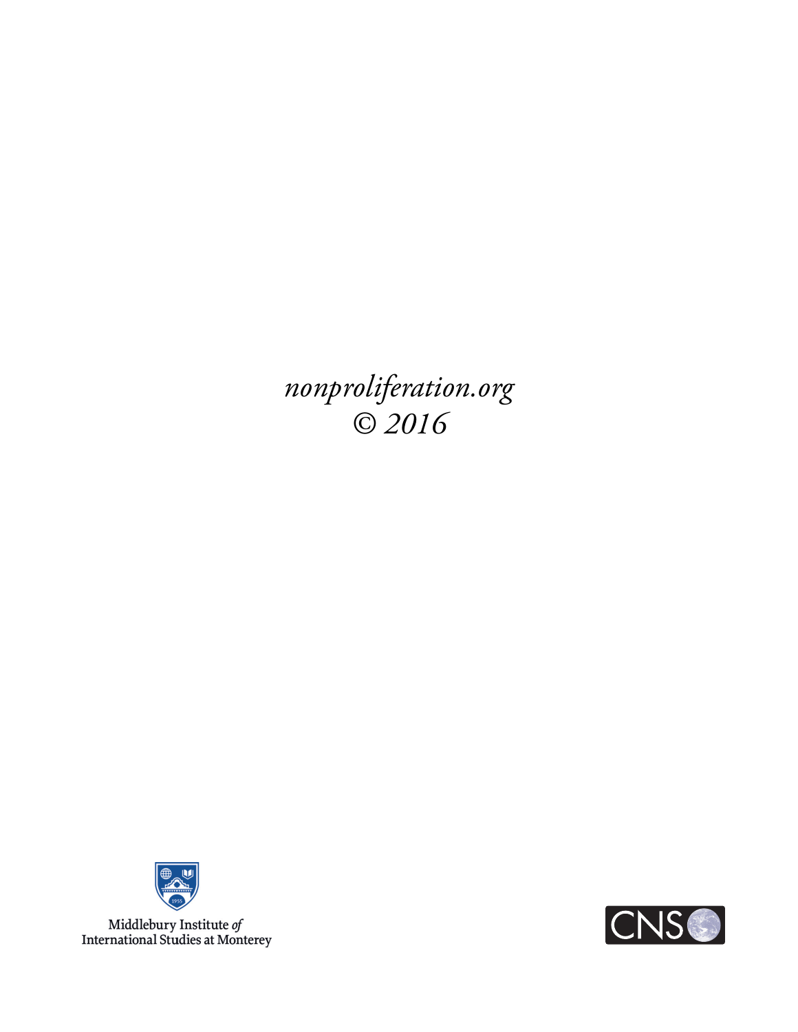*nonproliferation.org*
*© 2016*

Middlebury Institute *of*
International Studies at Monterey

CNS